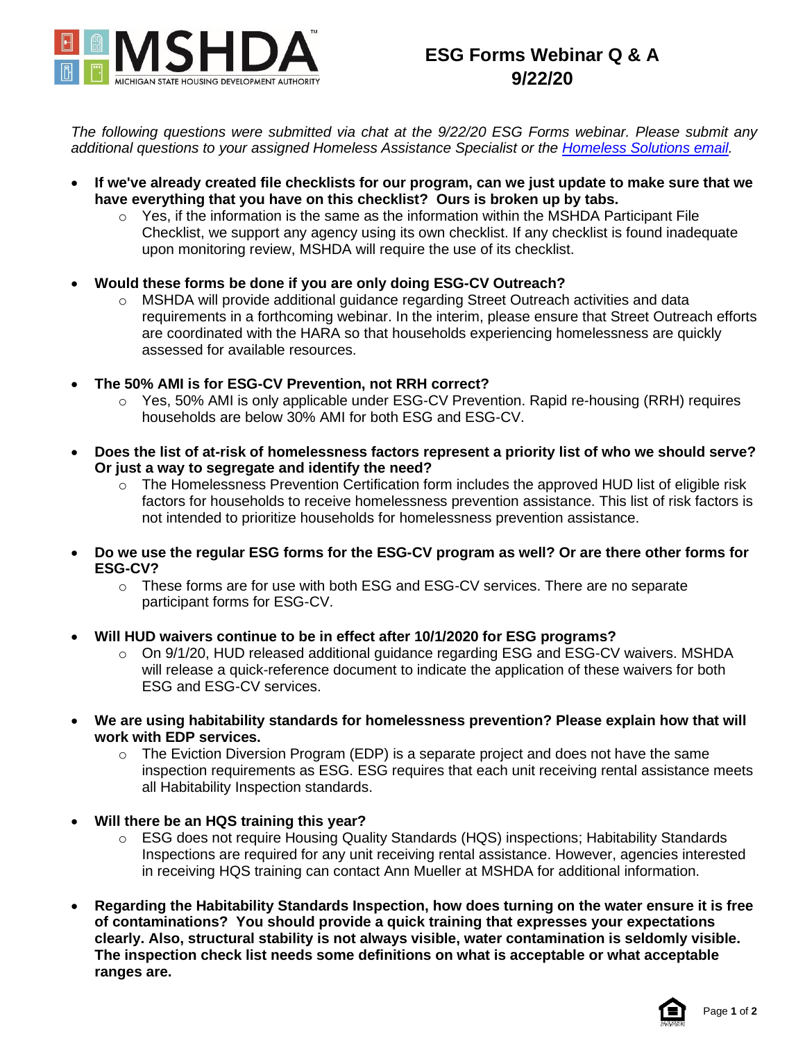# ESG Forms Webinar Q & A
## 9/22/20

*The following questions were submitted via chat at the 9/22/20 ESG Forms webinar. Please submit any additional questions to your assigned Homeless Assistance Specialist or the Homeless Solutions email.*

- **If we've already created file checklists for our program, can we just update to make sure that we have everything that you have on this checklist? Ours is broken up by tabs.**
  - Yes, if the information is the same as the information within the MSHDA Participant File Checklist, we support any agency using its own checklist. If any checklist is found inadequate upon monitoring review, MSHDA will require the use of its checklist.

- **Would these forms be done if you are only doing ESG-CV Outreach?**
  - MSHDA will provide additional guidance regarding Street Outreach activities and data requirements in a forthcoming webinar. In the interim, please ensure that Street Outreach efforts are coordinated with the HARA so that households experiencing homelessness are quickly assessed for available resources.

- **The 50% AMI is for ESG-CV Prevention, not RRH correct?**
  - Yes, 50% AMI is only applicable under ESG-CV Prevention. Rapid re-housing (RRH) requires households are below 30% AMI for both ESG and ESG-CV.

- **Does the list of at-risk of homelessness factors represent a priority list of who we should serve? Or just a way to segregate and identify the need?**
  - The Homelessness Prevention Certification form includes the approved HUD list of eligible risk factors for households to receive homelessness prevention assistance. This list of risk factors is not intended to prioritize households for homelessness prevention assistance.

- **Do we use the regular ESG forms for the ESG-CV program as well? Or are there other forms for ESG-CV?**
  - These forms are for use with both ESG and ESG-CV services. There are no separate participant forms for ESG-CV.

- **Will HUD waivers continue to be in effect after 10/1/2020 for ESG programs?**
  - On 9/1/20, HUD released additional guidance regarding ESG and ESG-CV waivers. MSHDA will release a quick-reference document to indicate the application of these waivers for both ESG and ESG-CV services.

- **We are using habitability standards for homelessness prevention? Please explain how that will work with EDP services.**
  - The Eviction Diversion Program (EDP) is a separate project and does not have the same inspection requirements as ESG. ESG requires that each unit receiving rental assistance meets all Habitability Inspection standards.

- **Will there be an HQS training this year?**
  - ESG does not require Housing Quality Standards (HQS) inspections; Habitability Standards Inspections are required for any unit receiving rental assistance. However, agencies interested in receiving HQS training can contact Ann Mueller at MSHDA for additional information.

- **Regarding the Habitability Standards Inspection, how does turning on the water ensure it is free of contaminations? You should provide a quick training that expresses your expectations clearly. Also, structural stability is not always visible, water contamination is seldomly visible. The inspection check list needs some definitions on what is acceptable or what acceptable ranges are.**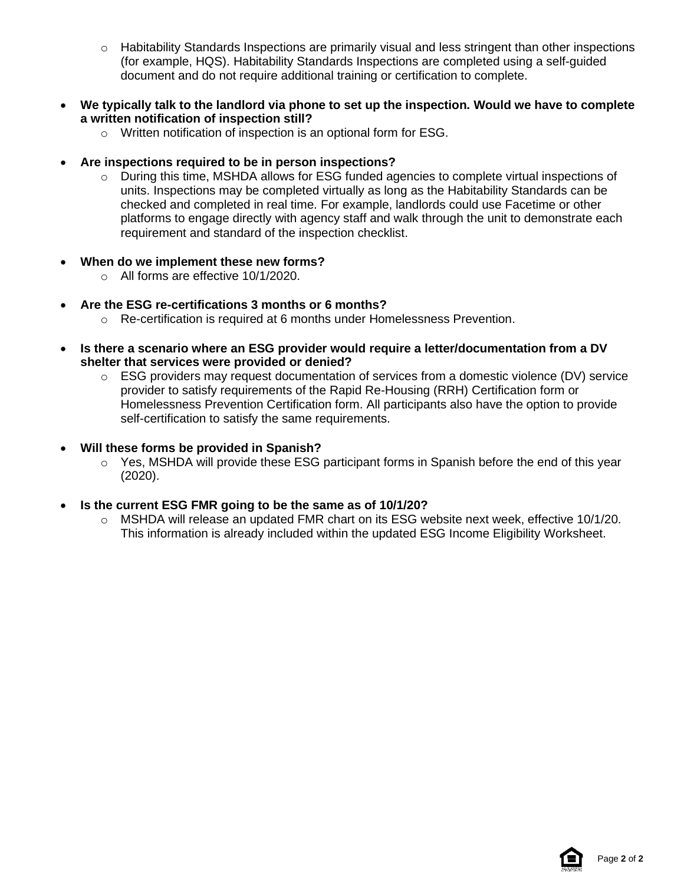- Habitability Standards Inspections are primarily visual and less stringent than other inspections (for example, HQS). Habitability Standards Inspections are completed using a self-guided document and do not require additional training or certification to complete.

- **We typically talk to the landlord via phone to set up the inspection. Would we have to complete a written notification of inspection still?**
  - Written notification of inspection is an optional form for ESG.

- **Are inspections required to be in person inspections?**
  - During this time, MSHDA allows for ESG funded agencies to complete virtual inspections of units. Inspections may be completed virtually as long as the Habitability Standards can be checked and completed in real time. For example, landlords could use Facetime or other platforms to engage directly with agency staff and walk through the unit to demonstrate each requirement and standard of the inspection checklist.

- **When do we implement these new forms?**
  - All forms are effective 10/1/2020.

- **Are the ESG re-certifications 3 months or 6 months?**
  - Re-certification is required at 6 months under Homelessness Prevention.

- **Is there a scenario where an ESG provider would require a letter/documentation from a DV shelter that services were provided or denied?**
  - ESG providers may request documentation of services from a domestic violence (DV) service provider to satisfy requirements of the Rapid Re-Housing (RRH) Certification form or Homelessness Prevention Certification form. All participants also have the option to provide self-certification to satisfy the same requirements.

- **Will these forms be provided in Spanish?**
  - Yes, MSHDA will provide these ESG participant forms in Spanish before the end of this year (2020).

- **Is the current ESG FMR going to be the same as of 10/1/20?**
  - MSHDA will release an updated FMR chart on its ESG website next week, effective 10/1/20. This information is already included within the updated ESG Income Eligibility Worksheet.